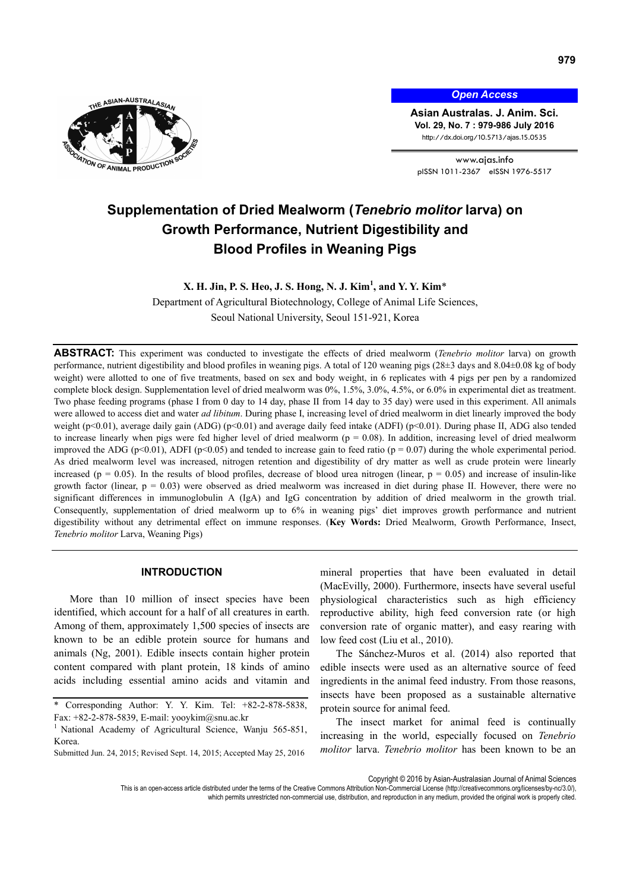# Supplementation of Dried Mealworm (*Tenebrio molitor* larva) on Growth Performance, Nutrient Digestibility and Blood Profiles in Weaning Pigs

**X. H. Jin, P. S. Heo, J. S. Hong, N. J. Kim[1], and Y. Y. Kim***

Department of Agricultural Biotechnology, College of Animal Life Sciences, Seoul National University, Seoul 151-921, Korea

**ABSTRACT:** This experiment was conducted to investigate the effects of dried mealworm (*Tenebrio molitor* larva) on growth performance, nutrient digestibility and blood profiles in weaning pigs. A total of 120 weaning pigs (28±3 days and 8.04±0.08 kg of body weight) were allotted to one of five treatments, based on sex and body weight, in 6 replicates with 4 pigs per pen by a randomized complete block design. Supplementation level of dried mealworm was 0%, 1.5%, 3.0%, 4.5%, or 6.0% in experimental diet as treatment. Two phase feeding programs (phase I from 0 day to 14 day, phase II from 14 day to 35 day) were used in this experiment. All animals were allowed to access diet and water *ad libitum*. During phase I, increasing level of dried mealworm in diet linearly improved the body weight ($p<0.01$), average daily gain (ADG) ($p<0.01$) and average daily feed intake (ADFI) ($p<0.01$). During phase II, ADG also tended to increase linearly when pigs were fed higher level of dried mealworm ($p = 0.08$). In addition, increasing level of dried mealworm improved the ADG ($p<0.01$), ADFI ($p<0.05$) and tended to increase gain to feed ratio ($p = 0.07$) during the whole experimental period. As dried mealworm level was increased, nitrogen retention and digestibility of dry matter as well as crude protein were linearly increased ($p = 0.05$). In the results of blood profiles, decrease of blood urea nitrogen (linear, $p = 0.05$) and increase of insulin-like growth factor (linear, $p = 0.03$) were observed as dried mealworm was increased in diet during phase II. However, there were no significant differences in immunoglobulin A (IgA) and IgG concentration by addition of dried mealworm in the growth trial. Consequently, supplementation of dried mealworm up to 6% in weaning pigs' diet improves growth performance and nutrient digestibility without any detrimental effect on immune responses. (**Key Words:** Dried Mealworm, Growth Performance, Insect, *Tenebrio molitor* Larva, Weaning Pigs)

## INTRODUCTION

More than 10 million of insect species have been identified, which account for a half of all creatures in earth. Among of them, approximately 1,500 species of insects are known to be an edible protein source for humans and animals (Ng, 2001). Edible insects contain higher protein content compared with plant protein, 18 kinds of amino acids including essential amino acids and vitamin and mineral properties that have been evaluated in detail (MacEvilly, 2000). Furthermore, insects have several useful physiological characteristics such as high efficiency reproductive ability, high feed conversion rate (or high conversion rate of organic matter), and easy rearing with low feed cost (Liu et al., 2010).

The Sánchez-Muros et al. (2014) also reported that edible insects were used as an alternative source of feed ingredients in the animal feed industry. From those reasons, insects have been proposed as a sustainable alternative protein source for animal feed.

The insect market for animal feed is continually increasing in the world, especially focused on *Tenebrio molitor* larva. *Tenebrio molitor* has been known to be an

\* Corresponding Author: Y. Y. Kim. Tel: +82-2-878-5838, Fax: +82-2-878-5839, E-mail: yooykim@snu.ac.kr

[1] National Academy of Agricultural Science, Wanju 565-851, Korea.

Submitted Jun. 24, 2015; Revised Sept. 14, 2015; Accepted May 25, 2016

Copyright © 2016 by Asian-Australasian Journal of Animal Sciences

This is an open-access article distributed under the terms of the Creative Commons Attribution Non-Commercial License (http://creativecommons.org/licenses/by-nc/3.0/), which permits unrestricted non-commercial use, distribution, and reproduction in any medium, provided the original work is properly cited.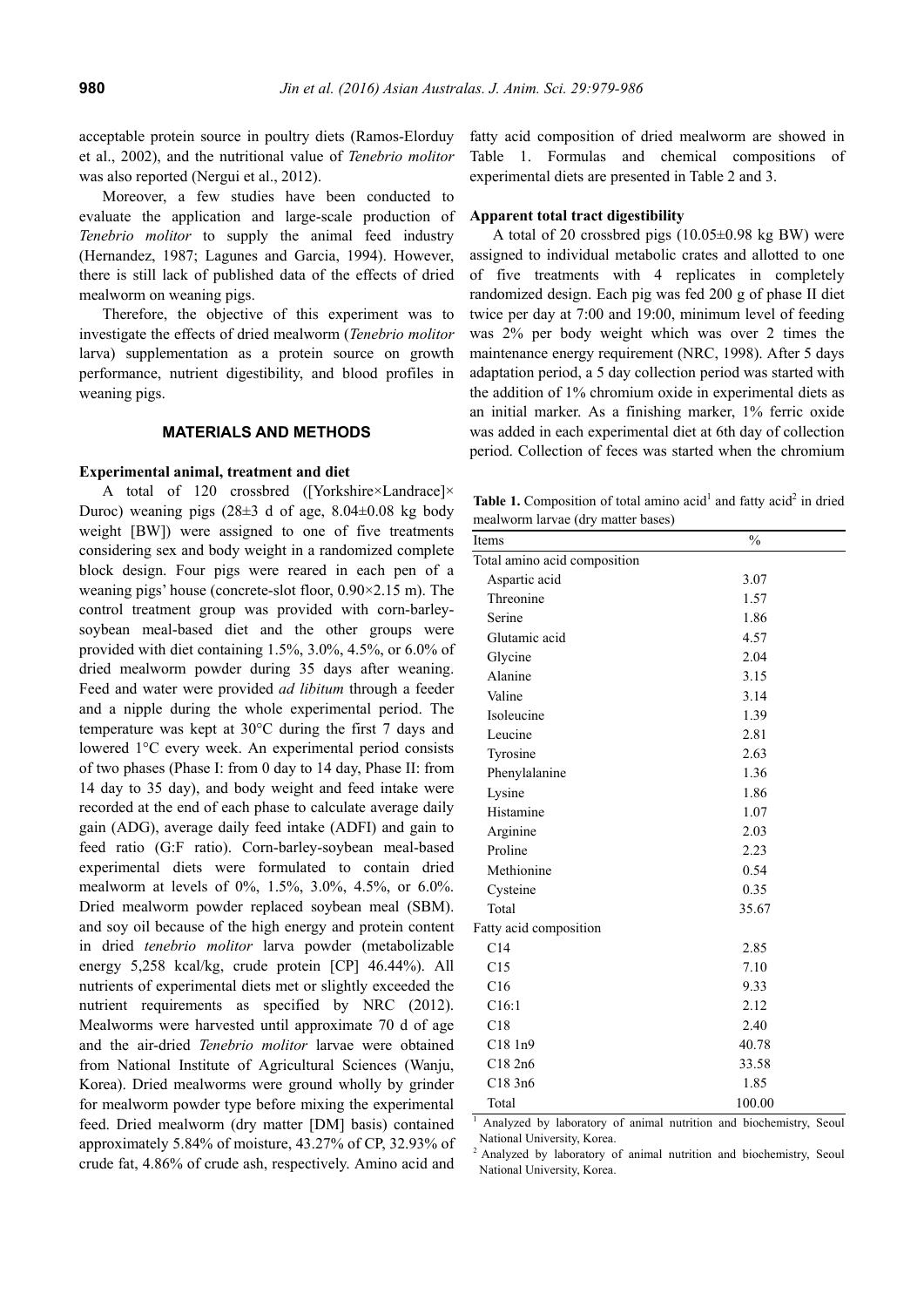acceptable protein source in poultry diets (Ramos-Elorduy et al., 2002), and the nutritional value of *Tenebrio molitor* was also reported (Nergui et al., 2012).

Moreover, a few studies have been conducted to evaluate the application and large-scale production of *Tenebrio molitor* to supply the animal feed industry (Hernandez, 1987; Lagunes and Garcia, 1994). However, there is still lack of published data of the effects of dried mealworm on weaning pigs.

Therefore, the objective of this experiment was to investigate the effects of dried mealworm (*Tenebrio molitor* larva) supplementation as a protein source on growth performance, nutrient digestibility, and blood profiles in weaning pigs.

## MATERIALS AND METHODS

### Experimental animal, treatment and diet

A total of 120 crossbred ([Yorkshire×Landrace]×Duroc) weaning pigs (28±3 d of age, 8.04±0.08 kg body weight [BW]) were assigned to one of five treatments considering sex and body weight in a randomized complete block design. Four pigs were reared in each pen of a weaning pigs' house (concrete-slot floor, 0.90×2.15 m). The control treatment group was provided with corn-barley-soybean meal-based diet and the other groups were provided with diet containing 1.5%, 3.0%, 4.5%, or 6.0% of dried mealworm powder during 35 days after weaning. Feed and water were provided *ad libitum* through a feeder and a nipple during the whole experimental period. The temperature was kept at 30°C during the first 7 days and lowered 1°C every week. An experimental period consists of two phases (Phase I: from 0 day to 14 day, Phase II: from 14 day to 35 day), and body weight and feed intake were recorded at the end of each phase to calculate average daily gain (ADG), average daily feed intake (ADFI) and gain to feed ratio (G:F ratio). Corn-barley-soybean meal-based experimental diets were formulated to contain dried mealworm at levels of 0%, 1.5%, 3.0%, 4.5%, or 6.0%. Dried mealworm powder replaced soybean meal (SBM). and soy oil because of the high energy and protein content in dried *tenebrio molitor* larva powder (metabolizable energy 5,258 kcal/kg, crude protein [CP] 46.44%). All nutrients of experimental diets met or slightly exceeded the nutrient requirements as specified by NRC (2012). Mealworms were harvested until approximate 70 d of age and the air-dried *Tenebrio molitor* larvae were obtained from National Institute of Agricultural Sciences (Wanju, Korea). Dried mealworms were ground wholly by grinder for mealworm powder type before mixing the experimental feed. Dried mealworm (dry matter [DM] basis) contained approximately 5.84% of moisture, 43.27% of CP, 32.93% of crude fat, 4.86% of crude ash, respectively. Amino acid and fatty acid composition of dried mealworm are showed in Table 1. Formulas and chemical compositions of experimental diets are presented in Table 2 and 3.

### Apparent total tract digestibility

A total of 20 crossbred pigs (10.05±0.98 kg BW) were assigned to individual metabolic crates and allotted to one of five treatments with 4 replicates in completely randomized design. Each pig was fed 200 g of phase II diet twice per day at 7:00 and 19:00, minimum level of feeding was 2% per body weight which was over 2 times the maintenance energy requirement (NRC, 1998). After 5 days adaptation period, a 5 day collection period was started with the addition of 1% chromium oxide in experimental diets as an initial marker. As a finishing marker, 1% ferric oxide was added in each experimental diet at 6th day of collection period. Collection of feces was started when the chromium

**Table 1.** Composition of total amino acid[1] and fatty acid[2] in dried mealworm larvae (dry matter bases)

| Items | % |
|---|---|
| Total amino acid composition | |
| Aspartic acid | 3.07 |
| Threonine | 1.57 |
| Serine | 1.86 |
| Glutamic acid | 4.57 |
| Glycine | 2.04 |
| Alanine | 3.15 |
| Valine | 3.14 |
| Isoleucine | 1.39 |
| Leucine | 2.81 |
| Tyrosine | 2.63 |
| Phenylalanine | 1.36 |
| Lysine | 1.86 |
| Histamine | 1.07 |
| Arginine | 2.03 |
| Proline | 2.23 |
| Methionine | 0.54 |
| Cysteine | 0.35 |
| Total | 35.67 |
| Fatty acid composition | |
| C14 | 2.85 |
| C15 | 7.10 |
| C16 | 9.33 |
| C16:1 | 2.12 |
| C18 | 2.40 |
| C18 1n9 | 40.78 |
| C18 2n6 | 33.58 |
| C18 3n6 | 1.85 |
| Total | 100.00 |

[1] Analyzed by laboratory of animal nutrition and biochemistry, Seoul National University, Korea.

[2] Analyzed by laboratory of animal nutrition and biochemistry, Seoul National University, Korea.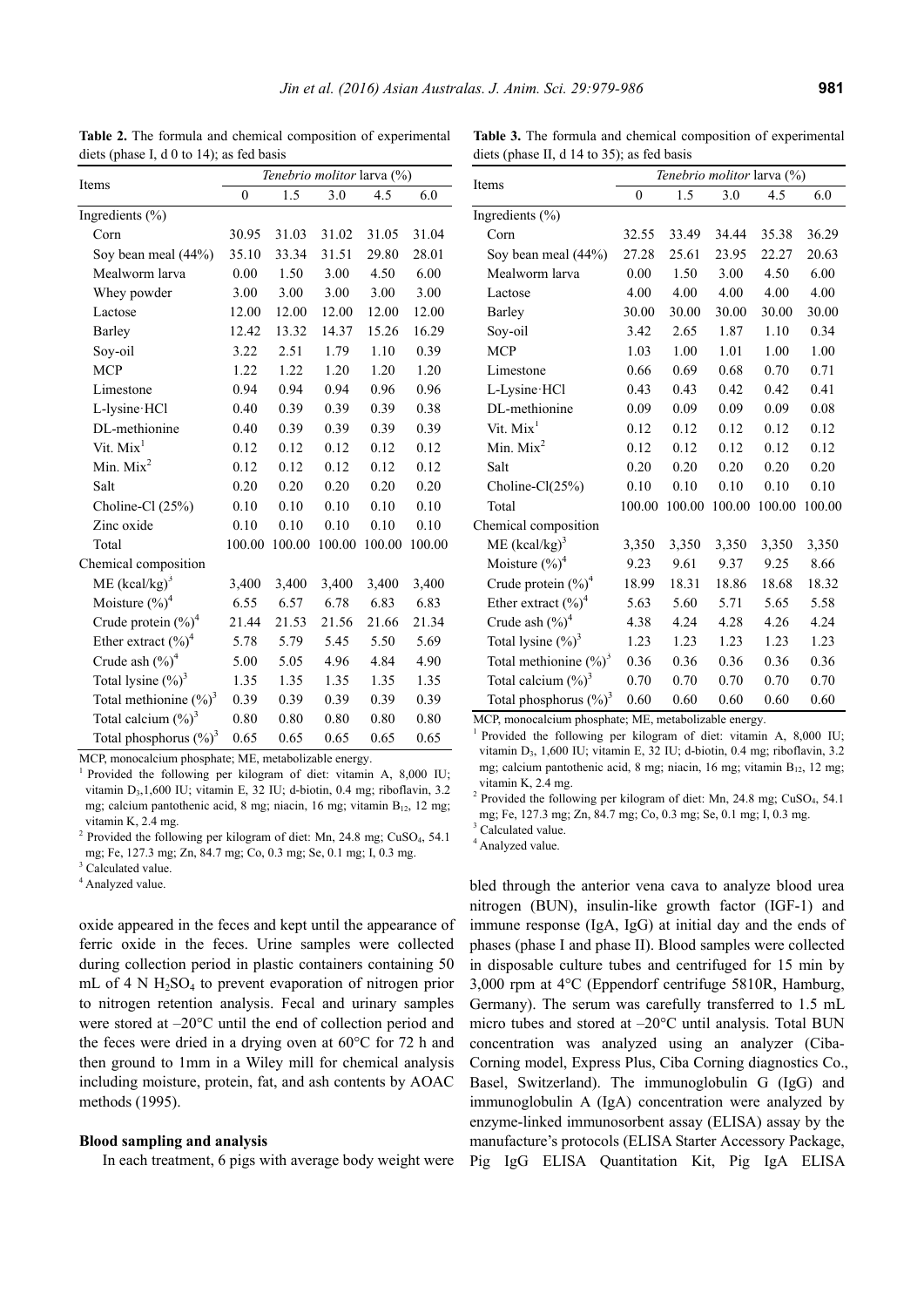**Table 2.** The formula and chemical composition of experimental diets (phase I, d 0 to 14); as fed basis

| Items | *Tenebrio molitor* larva (%) | | | | |
|---|---|---|---|---|---|
| | 0 | 1.5 | 3.0 | 4.5 | 6.0 |
| Ingredients (%) | | | | | |
| Corn | 30.95 | 31.03 | 31.02 | 31.05 | 31.04 |
| Soy bean meal (44%) | 35.10 | 33.34 | 31.51 | 29.80 | 28.01 |
| Mealworm larva | 0.00 | 1.50 | 3.00 | 4.50 | 6.00 |
| Whey powder | 3.00 | 3.00 | 3.00 | 3.00 | 3.00 |
| Lactose | 12.00 | 12.00 | 12.00 | 12.00 | 12.00 |
| Barley | 12.42 | 13.32 | 14.37 | 15.26 | 16.29 |
| Soy-oil | 3.22 | 2.51 | 1.79 | 1.10 | 0.39 |
| MCP | 1.22 | 1.22 | 1.20 | 1.20 | 1.20 |
| Limestone | 0.94 | 0.94 | 0.94 | 0.96 | 0.96 |
| L-lysine·HCl | 0.40 | 0.39 | 0.39 | 0.39 | 0.38 |
| DL-methionine | 0.40 | 0.39 | 0.39 | 0.39 | 0.39 |
| Vit. Mix[1] | 0.12 | 0.12 | 0.12 | 0.12 | 0.12 |
| Min. Mix[2] | 0.12 | 0.12 | 0.12 | 0.12 | 0.12 |
| Salt | 0.20 | 0.20 | 0.20 | 0.20 | 0.20 |
| Choline-Cl (25%) | 0.10 | 0.10 | 0.10 | 0.10 | 0.10 |
| Zinc oxide | 0.10 | 0.10 | 0.10 | 0.10 | 0.10 |
| Total | 100.00 | 100.00 | 100.00 | 100.00 | 100.00 |
| Chemical composition | | | | | |
| ME (kcal/kg)[3] | 3,400 | 3,400 | 3,400 | 3,400 | 3,400 |
| Moisture (%)[4] | 6.55 | 6.57 | 6.78 | 6.83 | 6.83 |
| Crude protein (%)[4] | 21.44 | 21.53 | 21.56 | 21.66 | 21.34 |
| Ether extract (%)[4] | 5.78 | 5.79 | 5.45 | 5.50 | 5.69 |
| Crude ash (%)[4] | 5.00 | 5.05 | 4.96 | 4.84 | 4.90 |
| Total lysine (%)[3] | 1.35 | 1.35 | 1.35 | 1.35 | 1.35 |
| Total methionine (%)[3] | 0.39 | 0.39 | 0.39 | 0.39 | 0.39 |
| Total calcium (%)[3] | 0.80 | 0.80 | 0.80 | 0.80 | 0.80 |
| Total phosphorus (%)[3] | 0.65 | 0.65 | 0.65 | 0.65 | 0.65 |

MCP, monocalcium phosphate; ME, metabolizable energy.

[1] Provided the following per kilogram of diet: vitamin A, 8,000 IU; vitamin $D_3$, 1,600 IU; vitamin E, 32 IU; d-biotin, 0.4 mg; riboflavin, 3.2 mg; calcium pantothenic acid, 8 mg; niacin, 16 mg; vitamin $B_{12}$, 12 mg; vitamin K, 2.4 mg.

[2] Provided the following per kilogram of diet: Mn, 24.8 mg; $CuSO_4$, 54.1 mg; Fe, 127.3 mg; Zn, 84.7 mg; Co, 0.3 mg; Se, 0.1 mg; I, 0.3 mg.

[3] Calculated value.

[4] Analyzed value.

**Table 3.** The formula and chemical composition of experimental diets (phase II, d 14 to 35); as fed basis

| Items | *Tenebrio molitor* larva (%) | | | | |
|---|---|---|---|---|---|
| | 0 | 1.5 | 3.0 | 4.5 | 6.0 |
| Ingredients (%) | | | | | |
| Corn | 32.55 | 33.49 | 34.44 | 35.38 | 36.29 |
| Soy bean meal (44%) | 27.28 | 25.61 | 23.95 | 22.27 | 20.63 |
| Mealworm larva | 0.00 | 1.50 | 3.00 | 4.50 | 6.00 |
| Lactose | 4.00 | 4.00 | 4.00 | 4.00 | 4.00 |
| Barley | 30.00 | 30.00 | 30.00 | 30.00 | 30.00 |
| Soy-oil | 3.42 | 2.65 | 1.87 | 1.10 | 0.34 |
| MCP | 1.03 | 1.00 | 1.01 | 1.00 | 1.00 |
| Limestone | 0.66 | 0.69 | 0.68 | 0.70 | 0.71 |
| L-Lysine·HCl | 0.43 | 0.43 | 0.42 | 0.42 | 0.41 |
| DL-methionine | 0.09 | 0.09 | 0.09 | 0.09 | 0.08 |
| Vit. Mix[1] | 0.12 | 0.12 | 0.12 | 0.12 | 0.12 |
| Min. Mix[2] | 0.12 | 0.12 | 0.12 | 0.12 | 0.12 |
| Salt | 0.20 | 0.20 | 0.20 | 0.20 | 0.20 |
| Choline-Cl(25%) | 0.10 | 0.10 | 0.10 | 0.10 | 0.10 |
| Total | 100.00 | 100.00 | 100.00 | 100.00 | 100.00 |
| Chemical composition | | | | | |
| ME (kcal/kg)[3] | 3,350 | 3,350 | 3,350 | 3,350 | 3,350 |
| Moisture (%)[4] | 9.23 | 9.61 | 9.37 | 9.25 | 8.66 |
| Crude protein (%)[4] | 18.99 | 18.31 | 18.86 | 18.68 | 18.32 |
| Ether extract (%)[4] | 5.63 | 5.60 | 5.71 | 5.65 | 5.58 |
| Crude ash (%)[4] | 4.38 | 4.24 | 4.28 | 4.26 | 4.24 |
| Total lysine (%)[3] | 1.23 | 1.23 | 1.23 | 1.23 | 1.23 |
| Total methionine (%)[3] | 0.36 | 0.36 | 0.36 | 0.36 | 0.36 |
| Total calcium (%)[3] | 0.70 | 0.70 | 0.70 | 0.70 | 0.70 |
| Total phosphorus (%)[3] | 0.60 | 0.60 | 0.60 | 0.60 | 0.60 |

MCP, monocalcium phosphate; ME, metabolizable energy.

[1] Provided the following per kilogram of diet: vitamin A, 8,000 IU; vitamin $D_3$, 1,600 IU; vitamin E, 32 IU; d-biotin, 0.4 mg; riboflavin, 3.2 mg; calcium pantothenic acid, 8 mg; niacin, 16 mg; vitamin $B_{12}$, 12 mg; vitamin K, 2.4 mg.

[2] Provided the following per kilogram of diet: Mn, 24.8 mg; $CuSO_4$, 54.1 mg; Fe, 127.3 mg; Zn, 84.7 mg; Co, 0.3 mg; Se, 0.1 mg; I, 0.3 mg.

[3] Calculated value.

[4] Analyzed value.

oxide appeared in the feces and kept until the appearance of ferric oxide in the feces. Urine samples were collected during collection period in plastic containers containing 50 mL of 4 N $H_2SO_4$ to prevent evaporation of nitrogen prior to nitrogen retention analysis. Fecal and urinary samples were stored at –20°C until the end of collection period and the feces were dried in a drying oven at 60°C for 72 h and then ground to 1mm in a Wiley mill for chemical analysis including moisture, protein, fat, and ash contents by AOAC methods (1995).

### Blood sampling and analysis

In each treatment, 6 pigs with average body weight were bled through the anterior vena cava to analyze blood urea nitrogen (BUN), insulin-like growth factor (IGF-1) and immune response (IgA, IgG) at initial day and the ends of phases (phase I and phase II). Blood samples were collected in disposable culture tubes and centrifuged for 15 min by 3,000 rpm at 4°C (Eppendorf centrifuge 5810R, Hamburg, Germany). The serum was carefully transferred to 1.5 mL micro tubes and stored at –20°C until analysis. Total BUN concentration was analyzed using an analyzer (Ciba-Corning model, Express Plus, Ciba Corning diagnostics Co., Basel, Switzerland). The immunoglobulin G (IgG) and immunoglobulin A (IgA) concentration were analyzed by enzyme-linked immunosorbent assay (ELISA) assay by the manufacture's protocols (ELISA Starter Accessory Package, Pig IgG ELISA Quantitation Kit, Pig IgA ELISA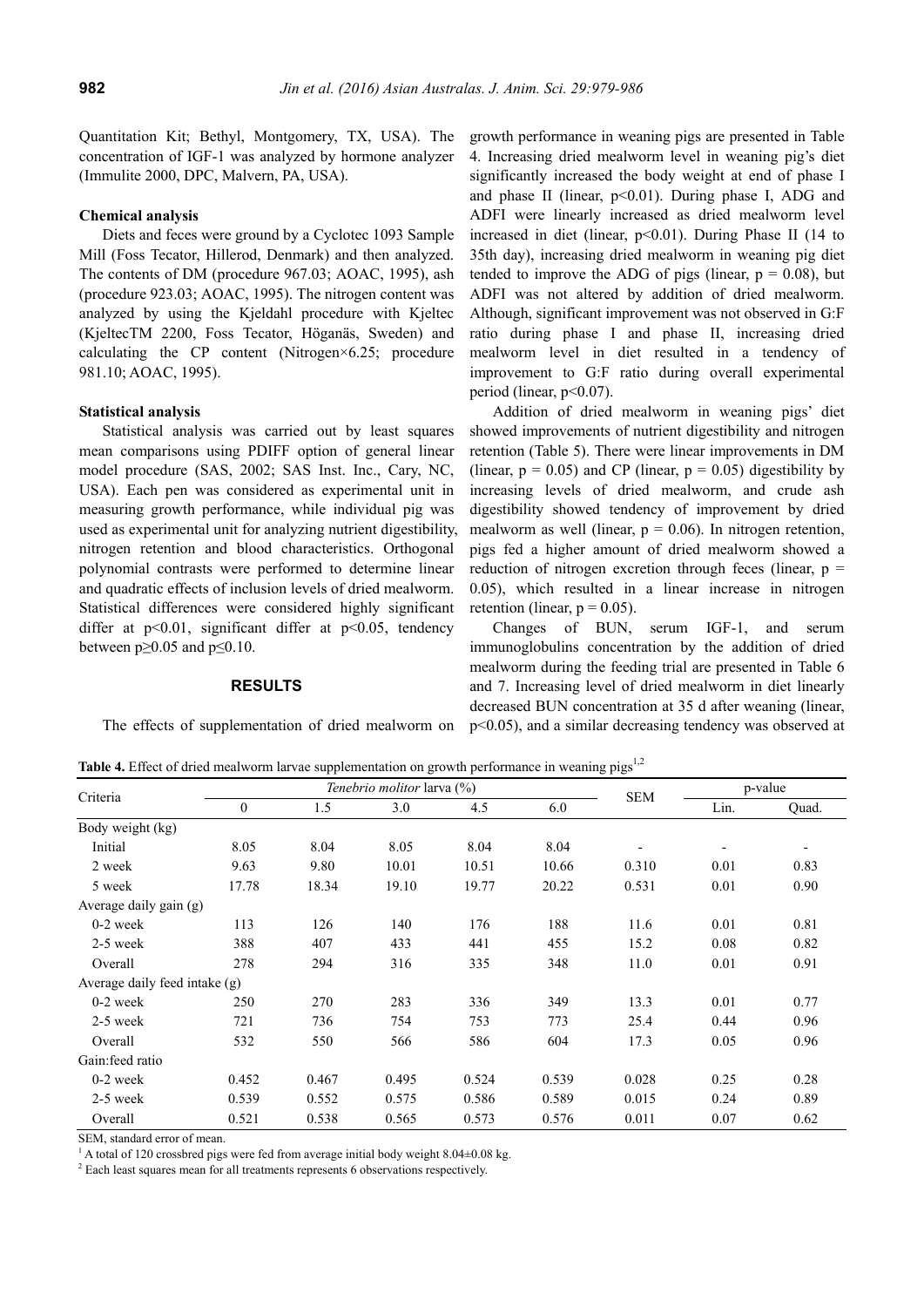Quantitation Kit; Bethyl, Montgomery, TX, USA). The concentration of IGF-1 was analyzed by hormone analyzer (Immulite 2000, DPC, Malvern, PA, USA).

### Chemical analysis

Diets and feces were ground by a Cyclotec 1093 Sample Mill (Foss Tecator, Hillerod, Denmark) and then analyzed. The contents of DM (procedure 967.03; AOAC, 1995), ash (procedure 923.03; AOAC, 1995). The nitrogen content was analyzed by using the Kjeldahl procedure with Kjeltec (KjeltecTM 2200, Foss Tecator, Höganäs, Sweden) and calculating the CP content (Nitrogen×6.25; procedure 981.10; AOAC, 1995).

### Statistical analysis

Statistical analysis was carried out by least squares mean comparisons using PDIFF option of general linear model procedure (SAS, 2002; SAS Inst. Inc., Cary, NC, USA). Each pen was considered as experimental unit in measuring growth performance, while individual pig was used as experimental unit for analyzing nutrient digestibility, nitrogen retention and blood characteristics. Orthogonal polynomial contrasts were performed to determine linear and quadratic effects of inclusion levels of dried mealworm. Statistical differences were considered highly significant differ at $p<0.01$, significant differ at $p<0.05$, tendency between $p\geq0.05$ and $p\leq0.10$.

## RESULTS

The effects of supplementation of dried mealworm on growth performance in weaning pigs are presented in Table 4. Increasing dried mealworm level in weaning pig's diet significantly increased the body weight at end of phase I and phase II (linear, $p<0.01$). During phase I, ADG and ADFI were linearly increased as dried mealworm level increased in diet (linear, $p<0.01$). During Phase II (14 to 35th day), increasing dried mealworm in weaning pig diet tended to improve the ADG of pigs (linear, $p = 0.08$), but ADFI was not altered by addition of dried mealworm. Although, significant improvement was not observed in G:F ratio during phase I and phase II, increasing dried mealworm level in diet resulted in a tendency of improvement to G:F ratio during overall experimental period (linear, $p<0.07$).

Addition of dried mealworm in weaning pigs' diet showed improvements of nutrient digestibility and nitrogen retention (Table 5). There were linear improvements in DM (linear, $p = 0.05$) and CP (linear, $p = 0.05$) digestibility by increasing levels of dried mealworm, and crude ash digestibility showed tendency of improvement by dried mealworm as well (linear, $p = 0.06$). In nitrogen retention, pigs fed a higher amount of dried mealworm showed a reduction of nitrogen excretion through feces (linear, $p = 0.05$), which resulted in a linear increase in nitrogen retention (linear, $p = 0.05$).

Changes of BUN, serum IGF-1, and serum immunoglobulins concentration by the addition of dried mealworm during the feeding trial are presented in Table 6 and 7. Increasing level of dried mealworm in diet linearly decreased BUN concentration at 35 d after weaning (linear, $p<0.05$), and a similar decreasing tendency was observed at

**Table 4.** Effect of dried mealworm larvae supplementation on growth performance in weaning pigs[1,2]

| Criteria | *Tenebrio molitor* larva (%) | | | | | SEM | p-value | |
|---|---|---|---|---|---|---|---|---|
| | 0 | 1.5 | 3.0 | 4.5 | 6.0 | | Lin. | Quad. |
| Body weight (kg) | | | | | | | | |
| Initial | 8.05 | 8.04 | 8.05 | 8.04 | 8.04 | - | - | - |
| 2 week | 9.63 | 9.80 | 10.01 | 10.51 | 10.66 | 0.310 | 0.01 | 0.83 |
| 5 week | 17.78 | 18.34 | 19.10 | 19.77 | 20.22 | 0.531 | 0.01 | 0.90 |
| Average daily gain (g) | | | | | | | | |
| 0-2 week | 113 | 126 | 140 | 176 | 188 | 11.6 | 0.01 | 0.81 |
| 2-5 week | 388 | 407 | 433 | 441 | 455 | 15.2 | 0.08 | 0.82 |
| Overall | 278 | 294 | 316 | 335 | 348 | 11.0 | 0.01 | 0.91 |
| Average daily feed intake (g) | | | | | | | | |
| 0-2 week | 250 | 270 | 283 | 336 | 349 | 13.3 | 0.01 | 0.77 |
| 2-5 week | 721 | 736 | 754 | 753 | 773 | 25.4 | 0.44 | 0.96 |
| Overall | 532 | 550 | 566 | 586 | 604 | 17.3 | 0.05 | 0.96 |
| Gain:feed ratio | | | | | | | | |
| 0-2 week | 0.452 | 0.467 | 0.495 | 0.524 | 0.539 | 0.028 | 0.25 | 0.28 |
| 2-5 week | 0.539 | 0.552 | 0.575 | 0.586 | 0.589 | 0.015 | 0.24 | 0.89 |
| Overall | 0.521 | 0.538 | 0.565 | 0.573 | 0.576 | 0.011 | 0.07 | 0.62 |

SEM, standard error of mean.

[1] A total of 120 crossbred pigs were fed from average initial body weight 8.04±0.08 kg.

[2] Each least squares mean for all treatments represents 6 observations respectively.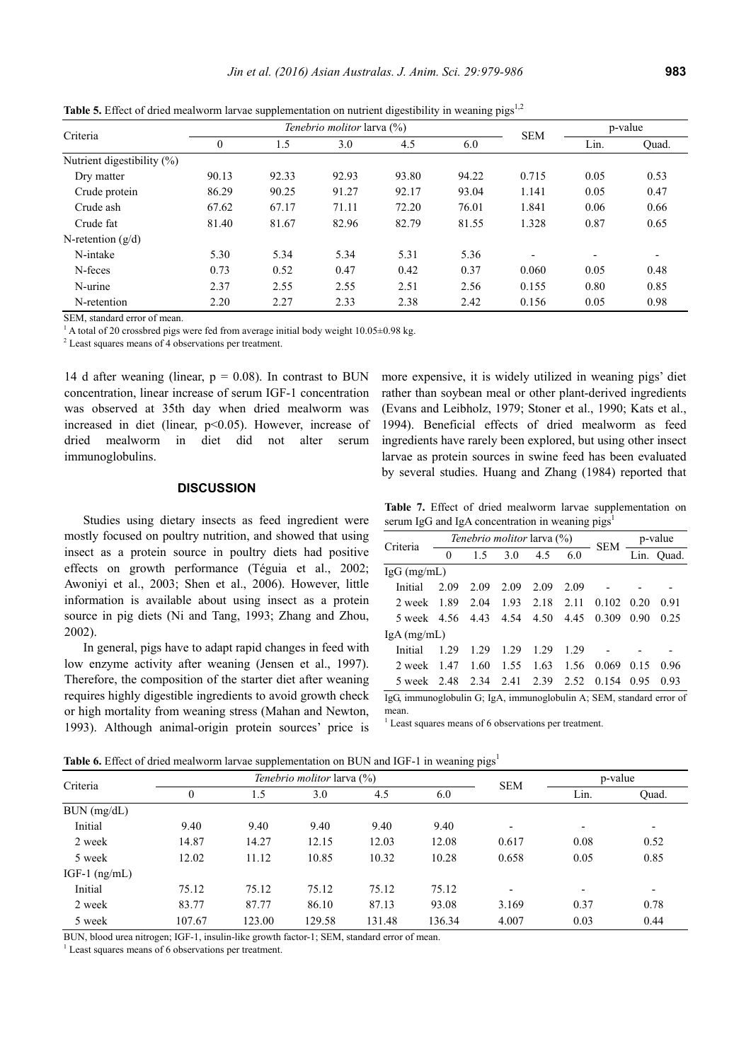**Table 5.** Effect of dried mealworm larvae supplementation on nutrient digestibility in weaning pigs[1,2]

| Criteria | *Tenebrio molitor* larva (%) | | | | | SEM | p-value | |
|---|---|---|---|---|---|---|---|---|
| | 0 | 1.5 | 3.0 | 4.5 | 6.0 | | Lin. | Quad. |
| Nutrient digestibility (%) | | | | | | | | |
| Dry matter | 90.13 | 92.33 | 92.93 | 93.80 | 94.22 | 0.715 | 0.05 | 0.53 |
| Crude protein | 86.29 | 90.25 | 91.27 | 92.17 | 93.04 | 1.141 | 0.05 | 0.47 |
| Crude ash | 67.62 | 67.17 | 71.11 | 72.20 | 76.01 | 1.841 | 0.06 | 0.66 |
| Crude fat | 81.40 | 81.67 | 82.96 | 82.79 | 81.55 | 1.328 | 0.87 | 0.65 |
| N-retention (g/d) | | | | | | | | |
| N-intake | 5.30 | 5.34 | 5.34 | 5.31 | 5.36 | - | - | - |
| N-feces | 0.73 | 0.52 | 0.47 | 0.42 | 0.37 | 0.060 | 0.05 | 0.48 |
| N-urine | 2.37 | 2.55 | 2.55 | 2.51 | 2.56 | 0.155 | 0.80 | 0.85 |
| N-retention | 2.20 | 2.27 | 2.33 | 2.38 | 2.42 | 0.156 | 0.05 | 0.98 |

SEM, standard error of mean.

[1] A total of 20 crossbred pigs were fed from average initial body weight 10.05±0.98 kg.

[2] Least squares means of 4 observations per treatment.

14 d after weaning (linear, p = 0.08). In contrast to BUN concentration, linear increase of serum IGF-1 concentration was observed at 35th day when dried mealworm was increased in diet (linear, p<0.05). However, increase of dried mealworm in diet did not alter serum immunoglobulins.

## DISCUSSION

Studies using dietary insects as feed ingredient were mostly focused on poultry nutrition, and showed that using insect as a protein source in poultry diets had positive effects on growth performance (Téguia et al., 2002; Awoniyi et al., 2003; Shen et al., 2006). However, little information is available about using insect as a protein source in pig diets (Ni and Tang, 1993; Zhang and Zhou, 2002).

In general, pigs have to adapt rapid changes in feed with low enzyme activity after weaning (Jensen et al., 1997). Therefore, the composition of the starter diet after weaning requires highly digestible ingredients to avoid growth check or high mortality from weaning stress (Mahan and Newton, 1993). Although animal-origin protein sources' price is more expensive, it is widely utilized in weaning pigs' diet rather than soybean meal or other plant-derived ingredients (Evans and Leibholz, 1979; Stoner et al., 1990; Kats et al., 1994). Beneficial effects of dried mealworm as feed ingredients have rarely been explored, but using other insect larvae as protein sources in swine feed has been evaluated by several studies. Huang and Zhang (1984) reported that

**Table 7.** Effect of dried mealworm larvae supplementation on serum IgG and IgA concentration in weaning pigs[1]

| Criteria | *Tenebrio molitor* larva (%) | | | | | SEM | p-value | |
|---|---|---|---|---|---|---|---|---|
| | 0 | 1.5 | 3.0 | 4.5 | 6.0 | | Lin. | Quad. |
| IgG (mg/mL) | | | | | | | | |
| Initial | 2.09 | 2.09 | 2.09 | 2.09 | 2.09 | - | - | - |
| 2 week | 1.89 | 2.04 | 1.93 | 2.18 | 2.11 | 0.102 | 0.20 | 0.91 |
| 5 week | 4.56 | 4.43 | 4.54 | 4.50 | 4.45 | 0.309 | 0.90 | 0.25 |
| IgA (mg/mL) | | | | | | | | |
| Initial | 1.29 | 1.29 | 1.29 | 1.29 | 1.29 | - | - | - |
| 2 week | 1.47 | 1.60 | 1.55 | 1.63 | 1.56 | 0.069 | 0.15 | 0.96 |
| 5 week | 2.48 | 2.34 | 2.41 | 2.39 | 2.52 | 0.154 | 0.95 | 0.93 |

IgG, immunoglobulin G; IgA, immunoglobulin A; SEM, standard error of mean.

[1] Least squares means of 6 observations per treatment.

**Table 6.** Effect of dried mealworm larvae supplementation on BUN and IGF-1 in weaning pigs[1]

| Criteria | *Tenebrio molitor* larva (%) | | | | | SEM | p-value | |
|---|---|---|---|---|---|---|---|---|
| | 0 | 1.5 | 3.0 | 4.5 | 6.0 | | Lin. | Quad. |
| BUN (mg/dL) | | | | | | | | |
| Initial | 9.40 | 9.40 | 9.40 | 9.40 | 9.40 | - | - | - |
| 2 week | 14.87 | 14.27 | 12.15 | 12.03 | 12.08 | 0.617 | 0.08 | 0.52 |
| 5 week | 12.02 | 11.12 | 10.85 | 10.32 | 10.28 | 0.658 | 0.05 | 0.85 |
| IGF-1 (ng/mL) | | | | | | | | |
| Initial | 75.12 | 75.12 | 75.12 | 75.12 | 75.12 | - | - | - |
| 2 week | 83.77 | 87.77 | 86.10 | 87.13 | 93.08 | 3.169 | 0.37 | 0.78 |
| 5 week | 107.67 | 123.00 | 129.58 | 131.48 | 136.34 | 4.007 | 0.03 | 0.44 |

BUN, blood urea nitrogen; IGF-1, insulin-like growth factor-1; SEM, standard error of mean.

[1] Least squares means of 6 observations per treatment.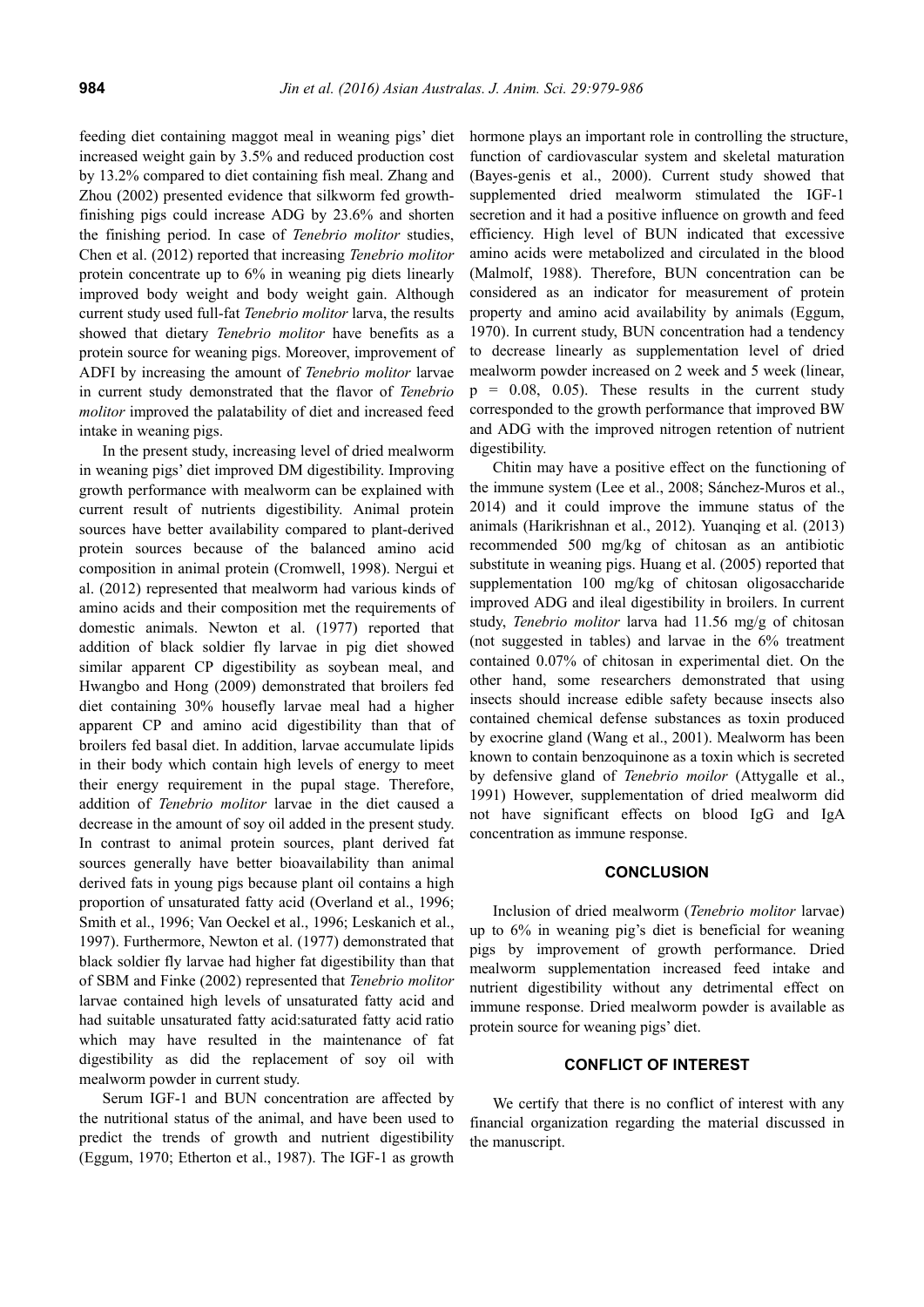feeding diet containing maggot meal in weaning pigs' diet increased weight gain by 3.5% and reduced production cost by 13.2% compared to diet containing fish meal. Zhang and Zhou (2002) presented evidence that silkworm fed growth-finishing pigs could increase ADG by 23.6% and shorten the finishing period. In case of *Tenebrio molitor* studies, Chen et al. (2012) reported that increasing *Tenebrio molitor* protein concentrate up to 6% in weaning pig diets linearly improved body weight and body weight gain. Although current study used full-fat *Tenebrio molitor* larva, the results showed that dietary *Tenebrio molitor* have benefits as a protein source for weaning pigs. Moreover, improvement of ADFI by increasing the amount of *Tenebrio molitor* larvae in current study demonstrated that the flavor of *Tenebrio molitor* improved the palatability of diet and increased feed intake in weaning pigs.

In the present study, increasing level of dried mealworm in weaning pigs' diet improved DM digestibility. Improving growth performance with mealworm can be explained with current result of nutrients digestibility. Animal protein sources have better availability compared to plant-derived protein sources because of the balanced amino acid composition in animal protein (Cromwell, 1998). Nergui et al. (2012) represented that mealworm had various kinds of amino acids and their composition met the requirements of domestic animals. Newton et al. (1977) reported that addition of black soldier fly larvae in pig diet showed similar apparent CP digestibility as soybean meal, and Hwangbo and Hong (2009) demonstrated that broilers fed diet containing 30% housefly larvae meal had a higher apparent CP and amino acid digestibility than that of broilers fed basal diet. In addition, larvae accumulate lipids in their body which contain high levels of energy to meet their energy requirement in the pupal stage. Therefore, addition of *Tenebrio molitor* larvae in the diet caused a decrease in the amount of soy oil added in the present study. In contrast to animal protein sources, plant derived fat sources generally have better bioavailability than animal derived fats in young pigs because plant oil contains a high proportion of unsaturated fatty acid (Overland et al., 1996; Smith et al., 1996; Van Oeckel et al., 1996; Leskanich et al., 1997). Furthermore, Newton et al. (1977) demonstrated that black soldier fly larvae had higher fat digestibility than that of SBM and Finke (2002) represented that *Tenebrio molitor* larvae contained high levels of unsaturated fatty acid and had suitable unsaturated fatty acid:saturated fatty acid ratio which may have resulted in the maintenance of fat digestibility as did the replacement of soy oil with mealworm powder in current study.

Serum IGF-1 and BUN concentration are affected by the nutritional status of the animal, and have been used to predict the trends of growth and nutrient digestibility (Eggum, 1970; Etherton et al., 1987). The IGF-1 as growth hormone plays an important role in controlling the structure, function of cardiovascular system and skeletal maturation (Bayes-genis et al., 2000). Current study showed that supplemented dried mealworm stimulated the IGF-1 secretion and it had a positive influence on growth and feed efficiency. High level of BUN indicated that excessive amino acids were metabolized and circulated in the blood (Malmolf, 1988). Therefore, BUN concentration can be considered as an indicator for measurement of protein property and amino acid availability by animals (Eggum, 1970). In current study, BUN concentration had a tendency to decrease linearly as supplementation level of dried mealworm powder increased on 2 week and 5 week (linear, $p = 0.08, 0.05$). These results in the current study corresponded to the growth performance that improved BW and ADG with the improved nitrogen retention of nutrient digestibility.

Chitin may have a positive effect on the functioning of the immune system (Lee et al., 2008; Sánchez-Muros et al., 2014) and it could improve the immune status of the animals (Harikrishnan et al., 2012). Yuanqing et al. (2013) recommended 500 mg/kg of chitosan as an antibiotic substitute in weaning pigs. Huang et al. (2005) reported that supplementation 100 mg/kg of chitosan oligosaccharide improved ADG and ileal digestibility in broilers. In current study, *Tenebrio molitor* larva had 11.56 mg/g of chitosan (not suggested in tables) and larvae in the 6% treatment contained 0.07% of chitosan in experimental diet. On the other hand, some researchers demonstrated that using insects should increase edible safety because insects also contained chemical defense substances as toxin produced by exocrine gland (Wang et al., 2001). Mealworm has been known to contain benzoquinone as a toxin which is secreted by defensive gland of *Tenebrio moilor* (Attygalle et al., 1991) However, supplementation of dried mealworm did not have significant effects on blood IgG and IgA concentration as immune response.

## CONCLUSION

Inclusion of dried mealworm (*Tenebrio molitor* larvae) up to 6% in weaning pig's diet is beneficial for weaning pigs by improvement of growth performance. Dried mealworm supplementation increased feed intake and nutrient digestibility without any detrimental effect on immune response. Dried mealworm powder is available as protein source for weaning pigs' diet.

## CONFLICT OF INTEREST

We certify that there is no conflict of interest with any financial organization regarding the material discussed in the manuscript.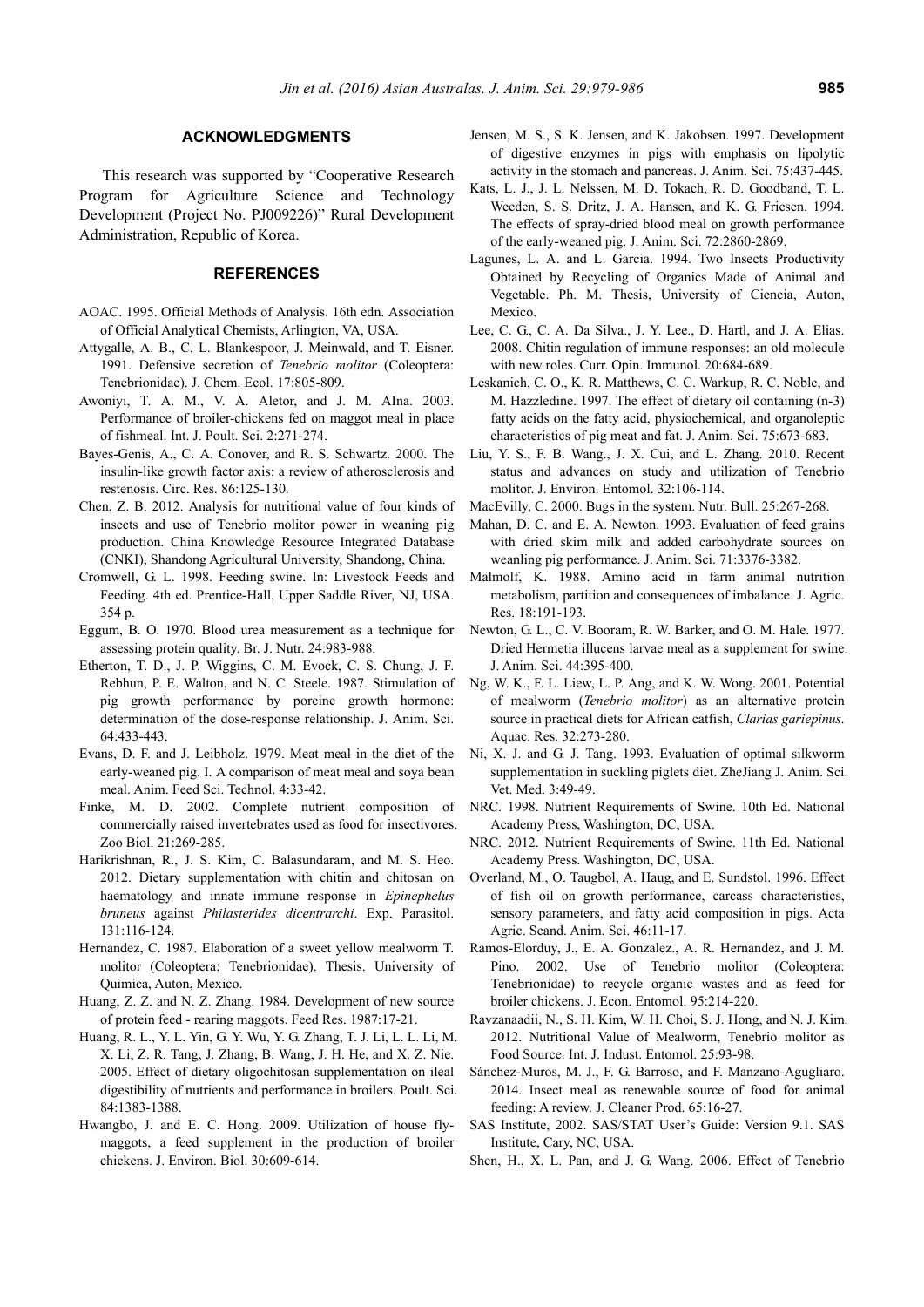## ACKNOWLEDGMENTS

This research was supported by "Cooperative Research Program for Agriculture Science and Technology Development (Project No. PJ009226)" Rural Development Administration, Republic of Korea.

## REFERENCES

AOAC. 1995. Official Methods of Analysis. 16th edn. Association of Official Analytical Chemists, Arlington, VA, USA.

Attygalle, A. B., C. L. Blankespoor, J. Meinwald, and T. Eisner. 1991. Defensive secretion of *Tenebrio molitor* (Coleoptera: Tenebrionidae). J. Chem. Ecol. 17:805-809.

Awoniyi, T. A. M., V. A. Aletor, and J. M. AIna. 2003. Performance of broiler-chickens fed on maggot meal in place of fishmeal. Int. J. Poult. Sci. 2:271-274.

Bayes-Genis, A., C. A. Conover, and R. S. Schwartz. 2000. The insulin-like growth factor axis: a review of atherosclerosis and restenosis. Circ. Res. 86:125-130.

Chen, Z. B. 2012. Analysis for nutritional value of four kinds of insects and use of Tenebrio molitor power in weaning pig production. China Knowledge Resource Integrated Database (CNKI), Shandong Agricultural University, Shandong, China.

Cromwell, G. L. 1998. Feeding swine. In: Livestock Feeds and Feeding. 4th ed. Prentice-Hall, Upper Saddle River, NJ, USA. 354 p.

Eggum, B. O. 1970. Blood urea measurement as a technique for assessing protein quality. Br. J. Nutr. 24:983-988.

Etherton, T. D., J. P. Wiggins, C. M. Evock, C. S. Chung, J. F. Rebhun, P. E. Walton, and N. C. Steele. 1987. Stimulation of pig growth performance by porcine growth hormone: determination of the dose-response relationship. J. Anim. Sci. 64:433-443.

Evans, D. F. and J. Leibholz. 1979. Meat meal in the diet of the early-weaned pig. I. A comparison of meat meal and soya bean meal. Anim. Feed Sci. Technol. 4:33-42.

Finke, M. D. 2002. Complete nutrient composition of commercially raised invertebrates used as food for insectivores. Zoo Biol. 21:269-285.

Harikrishnan, R., J. S. Kim, C. Balasundaram, and M. S. Heo. 2012. Dietary supplementation with chitin and chitosan on haematology and innate immune response in *Epinephelus bruneus* against *Philasterides dicentrarchi*. Exp. Parasitol. 131:116-124.

Hernandez, C. 1987. Elaboration of a sweet yellow mealworm T. molitor (Coleoptera: Tenebrionidae). Thesis. University of Quimica, Auton, Mexico.

Huang, Z. Z. and N. Z. Zhang. 1984. Development of new source of protein feed - rearing maggots. Feed Res. 1987:17-21.

Huang, R. L., Y. L. Yin, G. Y. Wu, Y. G. Zhang, T. J. Li, L. L. Li, M. X. Li, Z. R. Tang, J. Zhang, B. Wang, J. H. He, and X. Z. Nie. 2005. Effect of dietary oligochitosan supplementation on ileal digestibility of nutrients and performance in broilers. Poult. Sci. 84:1383-1388.

Hwangbo, J. and E. C. Hong. 2009. Utilization of house fly-maggots, a feed supplement in the production of broiler chickens. J. Environ. Biol. 30:609-614.

Jensen, M. S., S. K. Jensen, and K. Jakobsen. 1997. Development of digestive enzymes in pigs with emphasis on lipolytic activity in the stomach and pancreas. J. Anim. Sci. 75:437-445.

Kats, L. J., J. L. Nelssen, M. D. Tokach, R. D. Goodband, T. L. Weeden, S. S. Dritz, J. A. Hansen, and K. G. Friesen. 1994. The effects of spray-dried blood meal on growth performance of the early-weaned pig. J. Anim. Sci. 72:2860-2869.

Lagunes, L. A. and L. Garcia. 1994. Two Insects Productivity Obtained by Recycling of Organics Made of Animal and Vegetable. Ph. M. Thesis, University of Ciencia, Auton, Mexico.

Lee, C. G., C. A. Da Silva., J. Y. Lee., D. Hartl, and J. A. Elias. 2008. Chitin regulation of immune responses: an old molecule with new roles. Curr. Opin. Immunol. 20:684-689.

Leskanich, C. O., K. R. Matthews, C. C. Warkup, R. C. Noble, and M. Hazzledine. 1997. The effect of dietary oil containing (n-3) fatty acids on the fatty acid, physiochemical, and organoleptic characteristics of pig meat and fat. J. Anim. Sci. 75:673-683.

Liu, Y. S., F. B. Wang., J. X. Cui, and L. Zhang. 2010. Recent status and advances on study and utilization of Tenebrio molitor. J. Environ. Entomol. 32:106-114.

MacEvilly, C. 2000. Bugs in the system. Nutr. Bull. 25:267-268.

Mahan, D. C. and E. A. Newton. 1993. Evaluation of feed grains with dried skim milk and added carbohydrate sources on weanling pig performance. J. Anim. Sci. 71:3376-3382.

Malmolf, K. 1988. Amino acid in farm animal nutrition metabolism, partition and consequences of imbalance. J. Agric. Res. 18:191-193.

Newton, G. L., C. V. Booram, R. W. Barker, and O. M. Hale. 1977. Dried Hermetia illucens larvae meal as a supplement for swine. J. Anim. Sci. 44:395-400.

Ng, W. K., F. L. Liew, L. P. Ang, and K. W. Wong. 2001. Potential of mealworm (*Tenebrio molitor*) as an alternative protein source in practical diets for African catfish, *Clarias gariepinus*. Aquac. Res. 32:273-280.

Ni, X. J. and G. J. Tang. 1993. Evaluation of optimal silkworm supplementation in suckling piglets diet. ZheJiang J. Anim. Sci. Vet. Med. 3:49-49.

NRC. 1998. Nutrient Requirements of Swine. 10th Ed. National Academy Press, Washington, DC, USA.

NRC. 2012. Nutrient Requirements of Swine. 11th Ed. National Academy Press. Washington, DC, USA.

Overland, M., O. Taugbol, A. Haug, and E. Sundstol. 1996. Effect of fish oil on growth performance, carcass characteristics, sensory parameters, and fatty acid composition in pigs. Acta Agric. Scand. Anim. Sci. 46:11-17.

Ramos-Elorduy, J., E. A. Gonzalez., A. R. Hernandez, and J. M. Pino. 2002. Use of Tenebrio molitor (Coleoptera: Tenebrionidae) to recycle organic wastes and as feed for broiler chickens. J. Econ. Entomol. 95:214-220.

Ravzanaadii, N., S. H. Kim, W. H. Choi, S. J. Hong, and N. J. Kim. 2012. Nutritional Value of Mealworm, Tenebrio molitor as Food Source. Int. J. Indust. Entomol. 25:93-98.

Sánchez-Muros, M. J., F. G. Barroso, and F. Manzano-Agugliaro. 2014. Insect meal as renewable source of food for animal feeding: A review. J. Cleaner Prod. 65:16-27.

SAS Institute, 2002. SAS/STAT User's Guide: Version 9.1. SAS Institute, Cary, NC, USA.

Shen, H., X. L. Pan, and J. G. Wang. 2006. Effect of Tenebrio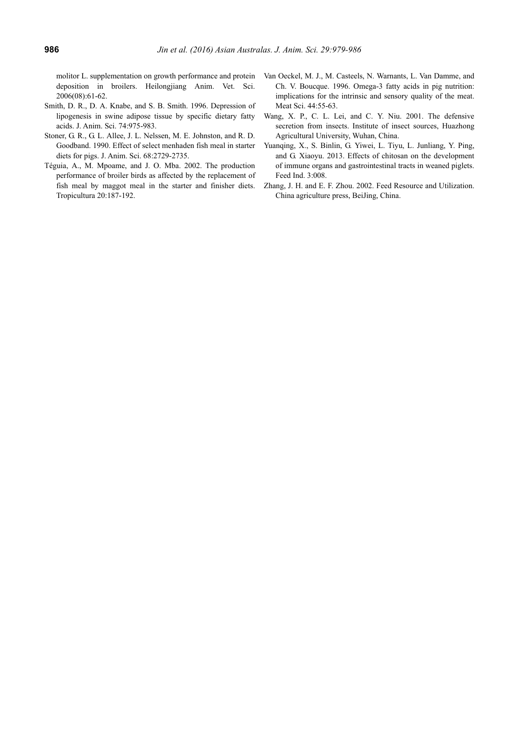molitor L. supplementation on growth performance and protein deposition in broilers. Heilongjiang Anim. Vet. Sci. 2006(08):61-62.

Smith, D. R., D. A. Knabe, and S. B. Smith. 1996. Depression of lipogenesis in swine adipose tissue by specific dietary fatty acids. J. Anim. Sci. 74:975-983.

Stoner, G. R., G. L. Allee, J. L. Nelssen, M. E. Johnston, and R. D. Goodband. 1990. Effect of select menhaden fish meal in starter diets for pigs. J. Anim. Sci. 68:2729-2735.

Téguia, A., M. Mpoame, and J. O. Mba. 2002. The production performance of broiler birds as affected by the replacement of fish meal by maggot meal in the starter and finisher diets. Tropicultura 20:187-192.

Van Oeckel, M. J., M. Casteels, N. Warnants, L. Van Damme, and Ch. V. Boucque. 1996. Omega-3 fatty acids in pig nutrition: implications for the intrinsic and sensory quality of the meat. Meat Sci. 44:55-63.

Wang, X. P., C. L. Lei, and C. Y. Niu. 2001. The defensive secretion from insects. Institute of insect sources, Huazhong Agricultural University, Wuhan, China.

Yuanqing, X., S. Binlin, G. Yiwei, L. Tiyu, L. Junliang, Y. Ping, and G. Xiaoyu. 2013. Effects of chitosan on the development of immune organs and gastrointestinal tracts in weaned piglets. Feed Ind. 3:008.

Zhang, J. H. and E. F. Zhou. 2002. Feed Resource and Utilization. China agriculture press, BeiJing, China.